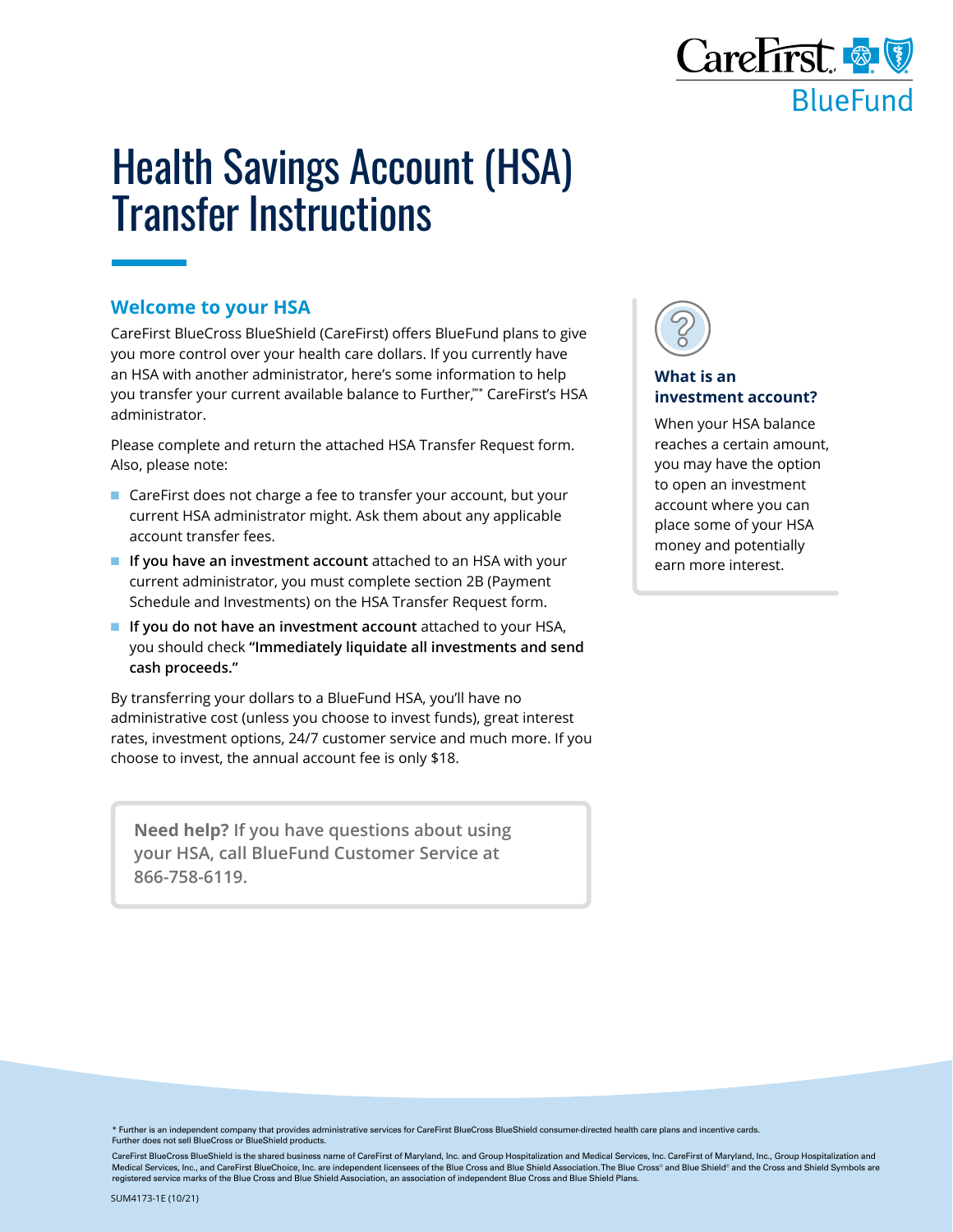# Health Savings Account (HSA) Transfer Instructions

## Welcome to your HSA

CareFirst BlueCross BlueShield (CareFirst) offers BlueFund plans to give you more control over your health care dollars. If you currently have an HSA with another administrator, here's some information to help you transfer your current available balance to Further,℠* CareFirst's HSA administrator.

Please complete and return the attached HSA Transfer Request form. Also, please note:

- CareFirst does not charge a fee to transfer your account, but your current HSA administrator might. Ask them about any applicable account transfer fees.
- **If you have an investment account** attached to an HSA with your current administrator, you must complete section 2B (Payment Schedule and Investments) on the HSA Transfer Request form.
- **If you do not have an investment account** attached to your HSA, you should check **"Immediately liquidate all investments and send cash proceeds."**

By transferring your dollars to a BlueFund HSA, you'll have no administrative cost (unless you choose to invest funds), great interest rates, investment options, 24/7 customer service and much more. If you choose to invest, the annual account fee is only $18.

**Need help?** If you have questions about using your HSA, call BlueFund Customer Service at 866-758-6119.

### What is an investment account?

When your HSA balance reaches a certain amount, you may have the option to open an investment account where you can place some of your HSA money and potentially earn more interest.

\* Further is an independent company that provides administrative services for CareFirst BlueCross BlueShield consumer-directed health care plans and incentive cards. Further does not sell BlueCross or BlueShield products.

CareFirst BlueCross BlueShield is the shared business name of CareFirst of Maryland, Inc. and Group Hospitalization and Medical Services, Inc. CareFirst of Maryland, Inc., Group Hospitalization and Medical Services, Inc., and CareFirst BlueChoice, Inc. are independent licensees of the Blue Cross and Blue Shield Association. The Blue Cross® and Blue Shield® and the Cross and Shield Symbols are registered service marks of the Blue Cross and Blue Shield Association, an association of independent Blue Cross and Blue Shield Plans.

SUM4173-1E (10/21)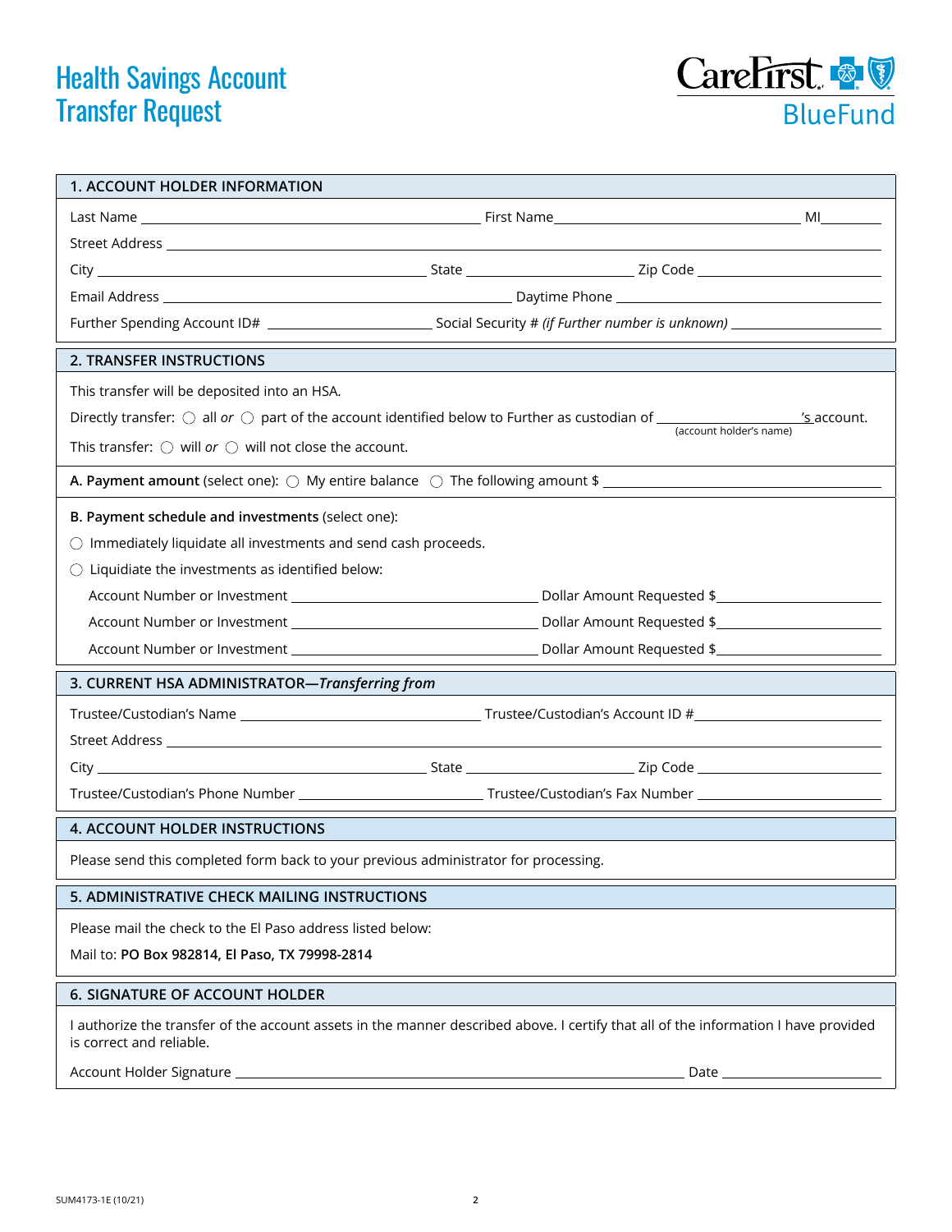# Health Savings Account Transfer Request

CareFirst BlueFund

## 1. ACCOUNT HOLDER INFORMATION

Last Name ______________________ First Name ______________________ MI ________

Street Address ______________________________________________

City ______________________ State ______________ Zip Code ______________

Email Address ______________________ Daytime Phone ______________________

Further Spending Account ID# ______________ Social Security # *(if Further number is unknown)* ______________

## 2. TRANSFER INSTRUCTIONS

This transfer will be deposited into an HSA.

Directly transfer: ◯ all *or* ◯ part of the account identified below to Further as custodian of ______________ 's account.
(account holder's name)

This transfer: ◯ will *or* ◯ will not close the account.

**A. Payment amount** (select one): ◯ My entire balance ◯ The following amount $ ______________

**B. Payment schedule and investments** (select one):

◯ Immediately liquidate all investments and send cash proceeds.

◯ Liquidiate the investments as identified below:

Account Number or Investment ______________ Dollar Amount Requested $______________

Account Number or Investment ______________ Dollar Amount Requested $______________

Account Number or Investment ______________ Dollar Amount Requested $______________

## 3. CURRENT HSA ADMINISTRATOR—*Transferring from*

Trustee/Custodian's Name ______________ Trustee/Custodian's Account ID #______________

Street Address ______________________________________________

City ______________________ State ______________ Zip Code ______________

Trustee/Custodian's Phone Number ______________ Trustee/Custodian's Fax Number ______________

## 4. ACCOUNT HOLDER INSTRUCTIONS

Please send this completed form back to your previous administrator for processing.

## 5. ADMINISTRATIVE CHECK MAILING INSTRUCTIONS

Please mail the check to the El Paso address listed below:

Mail to: **PO Box 982814, El Paso, TX 79998-2814**

## 6. SIGNATURE OF ACCOUNT HOLDER

I authorize the transfer of the account assets in the manner described above. I certify that all of the information I have provided is correct and reliable.

Account Holder Signature ______________________________ Date ______________

SUM4173-1E (10/21)